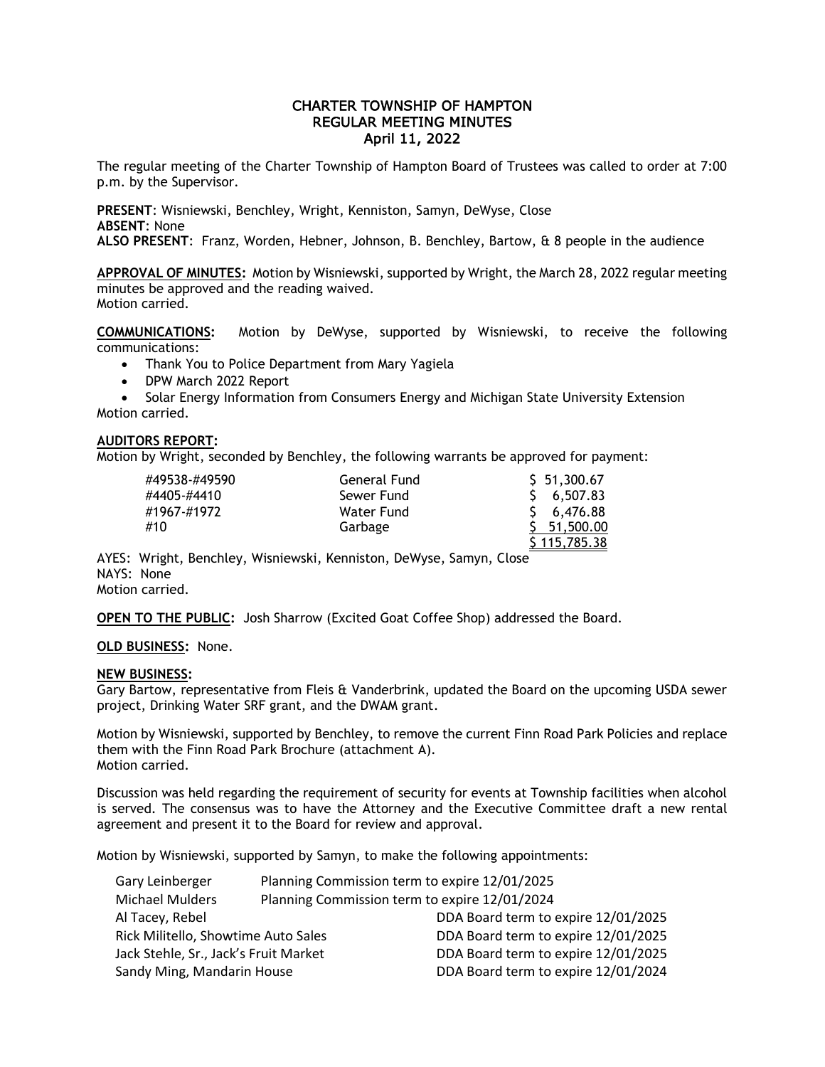# CHARTER TOWNSHIP OF HAMPTON
## REGULAR MEETING MINUTES
### April 11, 2022

The regular meeting of the Charter Township of Hampton Board of Trustees was called to order at 7:00 p.m. by the Supervisor.

**PRESENT**: Wisniewski, Benchley, Wright, Kenniston, Samyn, DeWyse, Close
**ABSENT**: None
**ALSO PRESENT**: Franz, Worden, Hebner, Johnson, B. Benchley, Bartow, & 8 people in the audience

**APPROVAL OF MINUTES:** Motion by Wisniewski, supported by Wright, the March 28, 2022 regular meeting minutes be approved and the reading waived.
Motion carried.

**COMMUNICATIONS:** Motion by DeWyse, supported by Wisniewski, to receive the following communications:

- Thank You to Police Department from Mary Yagiela
- DPW March 2022 Report
- Solar Energy Information from Consumers Energy and Michigan State University Extension

Motion carried.

**AUDITORS REPORT:**
Motion by Wright, seconded by Benchley, the following warrants be approved for payment:

| | | |
|---|---|---|
| #49538-#49590 | General Fund | $ 51,300.67 |
| #4405-#4410 | Sewer Fund | $ 6,507.83 |
| #1967-#1972 | Water Fund | $ 6,476.88 |
| #10 | Garbage | $ 51,500.00 |
| | | $ 115,785.38 |

AYES: Wright, Benchley, Wisniewski, Kenniston, DeWyse, Samyn, Close
NAYS: None
Motion carried.

**OPEN TO THE PUBLIC:** Josh Sharrow (Excited Goat Coffee Shop) addressed the Board.

**OLD BUSINESS:** None.

**NEW BUSINESS:**
Gary Bartow, representative from Fleis & Vanderbrink, updated the Board on the upcoming USDA sewer project, Drinking Water SRF grant, and the DWAM grant.

Motion by Wisniewski, supported by Benchley, to remove the current Finn Road Park Policies and replace them with the Finn Road Park Brochure (attachment A).
Motion carried.

Discussion was held regarding the requirement of security for events at Township facilities when alcohol is served. The consensus was to have the Attorney and the Executive Committee draft a new rental agreement and present it to the Board for review and approval.

Motion by Wisniewski, supported by Samyn, to make the following appointments:

| | |
|---|---|
| Gary Leinberger | Planning Commission term to expire 12/01/2025 |
| Michael Mulders | Planning Commission term to expire 12/01/2024 |
| Al Tacey, Rebel | DDA Board term to expire 12/01/2025 |
| Rick Militello, Showtime Auto Sales | DDA Board term to expire 12/01/2025 |
| Jack Stehle, Sr., Jack's Fruit Market | DDA Board term to expire 12/01/2025 |
| Sandy Ming, Mandarin House | DDA Board term to expire 12/01/2024 |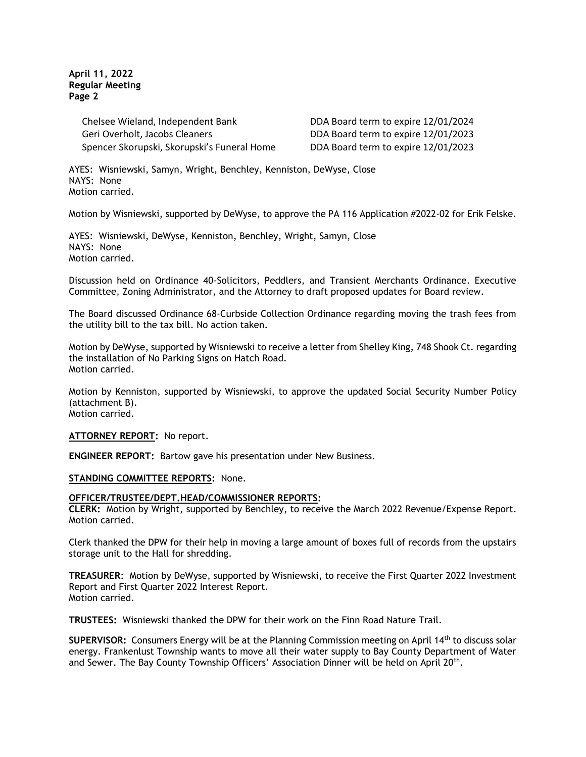Chelsee Wieland, Independent Bank — DDA Board term to expire 12/01/2024
Geri Overholt, Jacobs Cleaners — DDA Board term to expire 12/01/2023
Spencer Skorupski, Skorupski's Funeral Home — DDA Board term to expire 12/01/2023

AYES: Wisniewski, Samyn, Wright, Benchley, Kenniston, DeWyse, Close
NAYS: None
Motion carried.

Motion by Wisniewski, supported by DeWyse, to approve the PA 116 Application #2022-02 for Erik Felske.

AYES: Wisniewski, DeWyse, Kenniston, Benchley, Wright, Samyn, Close
NAYS: None
Motion carried.

Discussion held on Ordinance 40-Solicitors, Peddlers, and Transient Merchants Ordinance. Executive Committee, Zoning Administrator, and the Attorney to draft proposed updates for Board review.

The Board discussed Ordinance 68-Curbside Collection Ordinance regarding moving the trash fees from the utility bill to the tax bill. No action taken.

Motion by DeWyse, supported by Wisniewski to receive a letter from Shelley King, 748 Shook Ct. regarding the installation of No Parking Signs on Hatch Road.
Motion carried.

Motion by Kenniston, supported by Wisniewski, to approve the updated Social Security Number Policy (attachment B).
Motion carried.

**ATTORNEY REPORT:** No report.

**ENGINEER REPORT:** Bartow gave his presentation under New Business.

**STANDING COMMITTEE REPORTS:** None.

**OFFICER/TRUSTEE/DEPT.HEAD/COMMISSIONER REPORTS:**

**CLERK:** Motion by Wright, supported by Benchley, to receive the March 2022 Revenue/Expense Report.
Motion carried.

Clerk thanked the DPW for their help in moving a large amount of boxes full of records from the upstairs storage unit to the Hall for shredding.

**TREASURER**: Motion by DeWyse, supported by Wisniewski, to receive the First Quarter 2022 Investment Report and First Quarter 2022 Interest Report.
Motion carried.

**TRUSTEES:** Wisniewski thanked the DPW for their work on the Finn Road Nature Trail.

**SUPERVISOR:** Consumers Energy will be at the Planning Commission meeting on April 14th to discuss solar energy. Frankenlust Township wants to move all their water supply to Bay County Department of Water and Sewer. The Bay County Township Officers' Association Dinner will be held on April 20th.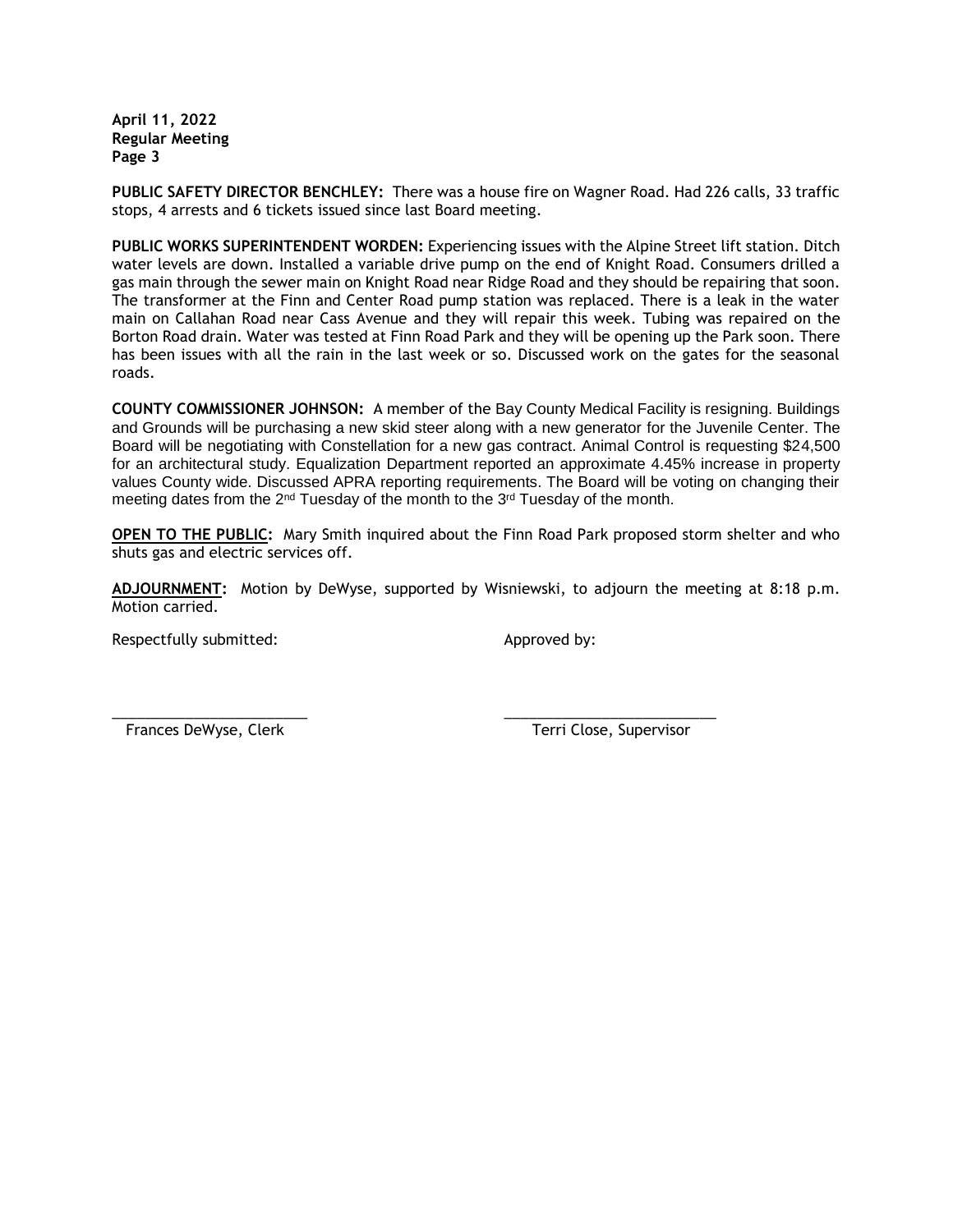**PUBLIC SAFETY DIRECTOR BENCHLEY:** There was a house fire on Wagner Road. Had 226 calls, 33 traffic stops, 4 arrests and 6 tickets issued since last Board meeting.

**PUBLIC WORKS SUPERINTENDENT WORDEN:** Experiencing issues with the Alpine Street lift station. Ditch water levels are down. Installed a variable drive pump on the end of Knight Road. Consumers drilled a gas main through the sewer main on Knight Road near Ridge Road and they should be repairing that soon. The transformer at the Finn and Center Road pump station was replaced. There is a leak in the water main on Callahan Road near Cass Avenue and they will repair this week. Tubing was repaired on the Borton Road drain. Water was tested at Finn Road Park and they will be opening up the Park soon. There has been issues with all the rain in the last week or so. Discussed work on the gates for the seasonal roads.

**COUNTY COMMISSIONER JOHNSON:** A member of the Bay County Medical Facility is resigning. Buildings and Grounds will be purchasing a new skid steer along with a new generator for the Juvenile Center. The Board will be negotiating with Constellation for a new gas contract. Animal Control is requesting $24,500 for an architectural study. Equalization Department reported an approximate 4.45% increase in property values County wide. Discussed APRA reporting requirements. The Board will be voting on changing their meeting dates from the 2nd Tuesday of the month to the 3rd Tuesday of the month.

**OPEN TO THE PUBLIC:** Mary Smith inquired about the Finn Road Park proposed storm shelter and who shuts gas and electric services off.

**ADJOURNMENT:** Motion by DeWyse, supported by Wisniewski, to adjourn the meeting at 8:18 p.m. Motion carried.

Respectfully submitted: Approved by:

\_\_\_\_\_\_\_\_\_\_\_\_\_\_\_\_\_\_\_\_\_\_\_\_ \_\_\_\_\_\_\_\_\_\_\_\_\_\_\_\_\_\_\_\_\_\_\_\_\_\_

Frances DeWyse, Clerk Terri Close, Supervisor